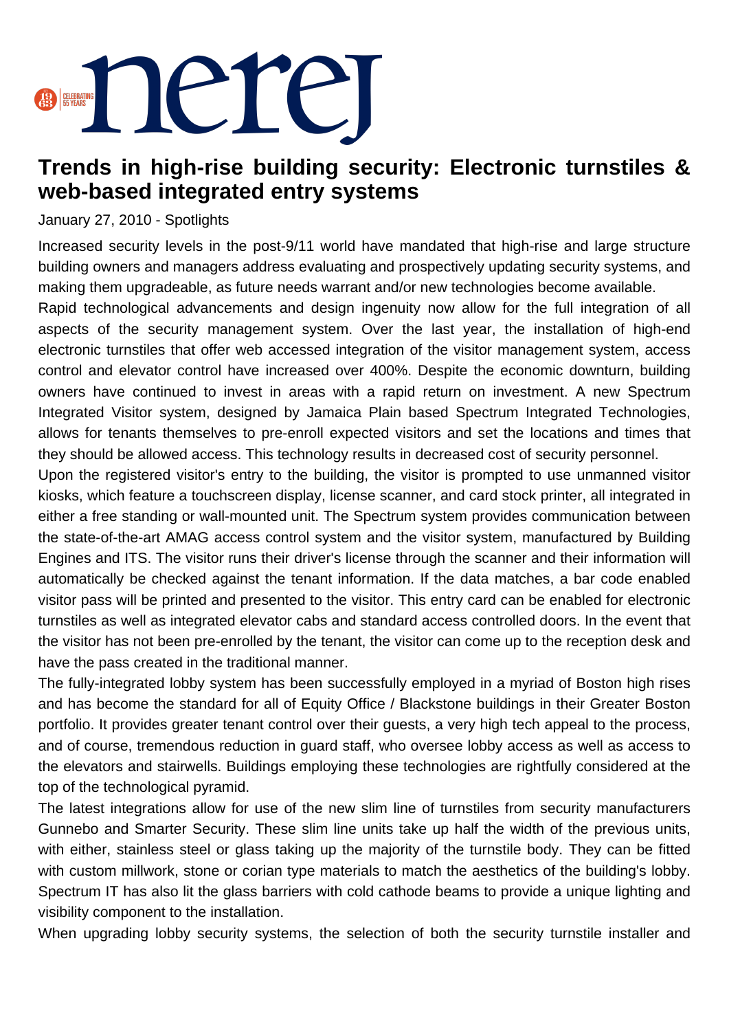# Trends in high-rise building security: Electronic turnstiles & web-based integrated entry systems

January 27, 2010 - Spotlights

Increased security levels in the post-9/11 world have mandated that high-rise and large structure building owners and managers address evaluating and prospectively updating security systems, and making them upgradeable, as future needs warrant and/or new technologies become available.

Rapid technological advancements and design ingenuity now allow for the full integration of all aspects of the security management system. Over the last year, the installation of high-end electronic turnstiles that offer web accessed integration of the visitor management system, access control and elevator control have increased over 400%. Despite the economic downturn, building owners have continued to invest in areas with a rapid return on investment. A new Spectrum Integrated Visitor system, designed by Jamaica Plain based Spectrum Integrated Technologies, allows for tenants themselves to pre-enroll expected visitors and set the locations and times that they should be allowed access. This technology results in decreased cost of security personnel.

Upon the registered visitor's entry to the building, the visitor is prompted to use unmanned visitor kiosks, which feature a touchscreen display, license scanner, and card stock printer, all integrated in either a free standing or wall-mounted unit. The Spectrum system provides communication between the state-of-the-art AMAG access control system and the visitor system, manufactured by Building Engines and ITS. The visitor runs their driver's license through the scanner and their information will automatically be checked against the tenant information. If the data matches, a bar code enabled visitor pass will be printed and presented to the visitor. This entry card can be enabled for electronic turnstiles as well as integrated elevator cabs and standard access controlled doors. In the event that the visitor has not been pre-enrolled by the tenant, the visitor can come up to the reception desk and have the pass created in the traditional manner.

The fully-integrated lobby system has been successfully employed in a myriad of Boston high rises and has become the standard for all of Equity Office / Blackstone buildings in their Greater Boston portfolio. It provides greater tenant control over their guests, a very high tech appeal to the process, and of course, tremendous reduction in guard staff, who oversee lobby access as well as access to the elevators and stairwells. Buildings employing these technologies are rightfully considered at the top of the technological pyramid.

The latest integrations allow for use of the new slim line of turnstiles from security manufacturers Gunnebo and Smarter Security. These slim line units take up half the width of the previous units, with either, stainless steel or glass taking up the majority of the turnstile body. They can be fitted with custom millwork, stone or corian type materials to match the aesthetics of the building's lobby. Spectrum IT has also lit the glass barriers with cold cathode beams to provide a unique lighting and visibility component to the installation.

When upgrading lobby security systems, the selection of both the security turnstile installer and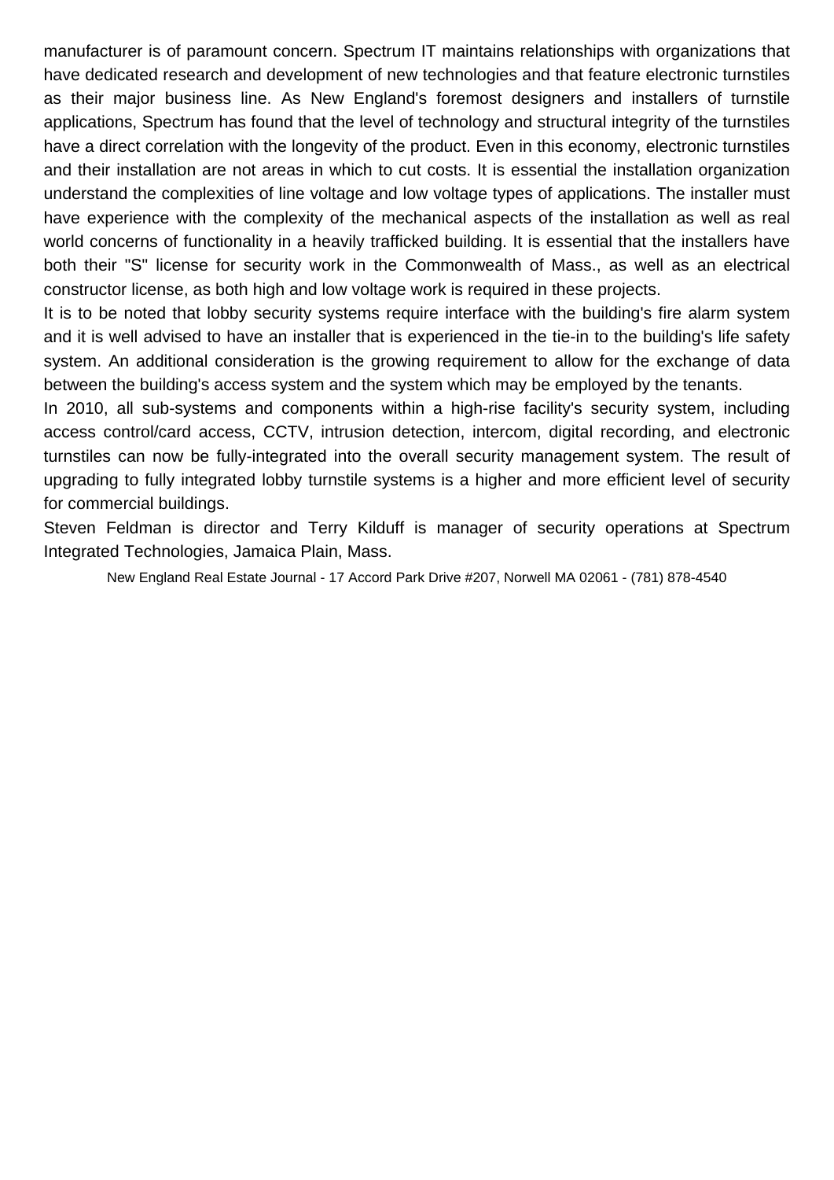manufacturer is of paramount concern. Spectrum IT maintains relationships with organizations that have dedicated research and development of new technologies and that feature electronic turnstiles as their major business line. As New England's foremost designers and installers of turnstile applications, Spectrum has found that the level of technology and structural integrity of the turnstiles have a direct correlation with the longevity of the product. Even in this economy, electronic turnstiles and their installation are not areas in which to cut costs. It is essential the installation organization understand the complexities of line voltage and low voltage types of applications. The installer must have experience with the complexity of the mechanical aspects of the installation as well as real world concerns of functionality in a heavily trafficked building. It is essential that the installers have both their "S" license for security work in the Commonwealth of Mass., as well as an electrical constructor license, as both high and low voltage work is required in these projects.

It is to be noted that lobby security systems require interface with the building's fire alarm system and it is well advised to have an installer that is experienced in the tie-in to the building's life safety system. An additional consideration is the growing requirement to allow for the exchange of data between the building's access system and the system which may be employed by the tenants.

In 2010, all sub-systems and components within a high-rise facility's security system, including access control/card access, CCTV, intrusion detection, intercom, digital recording, and electronic turnstiles can now be fully-integrated into the overall security management system. The result of upgrading to fully integrated lobby turnstile systems is a higher and more efficient level of security for commercial buildings.

Steven Feldman is director and Terry Kilduff is manager of security operations at Spectrum Integrated Technologies, Jamaica Plain, Mass.

New England Real Estate Journal - 17 Accord Park Drive #207, Norwell MA 02061 - (781) 878-4540